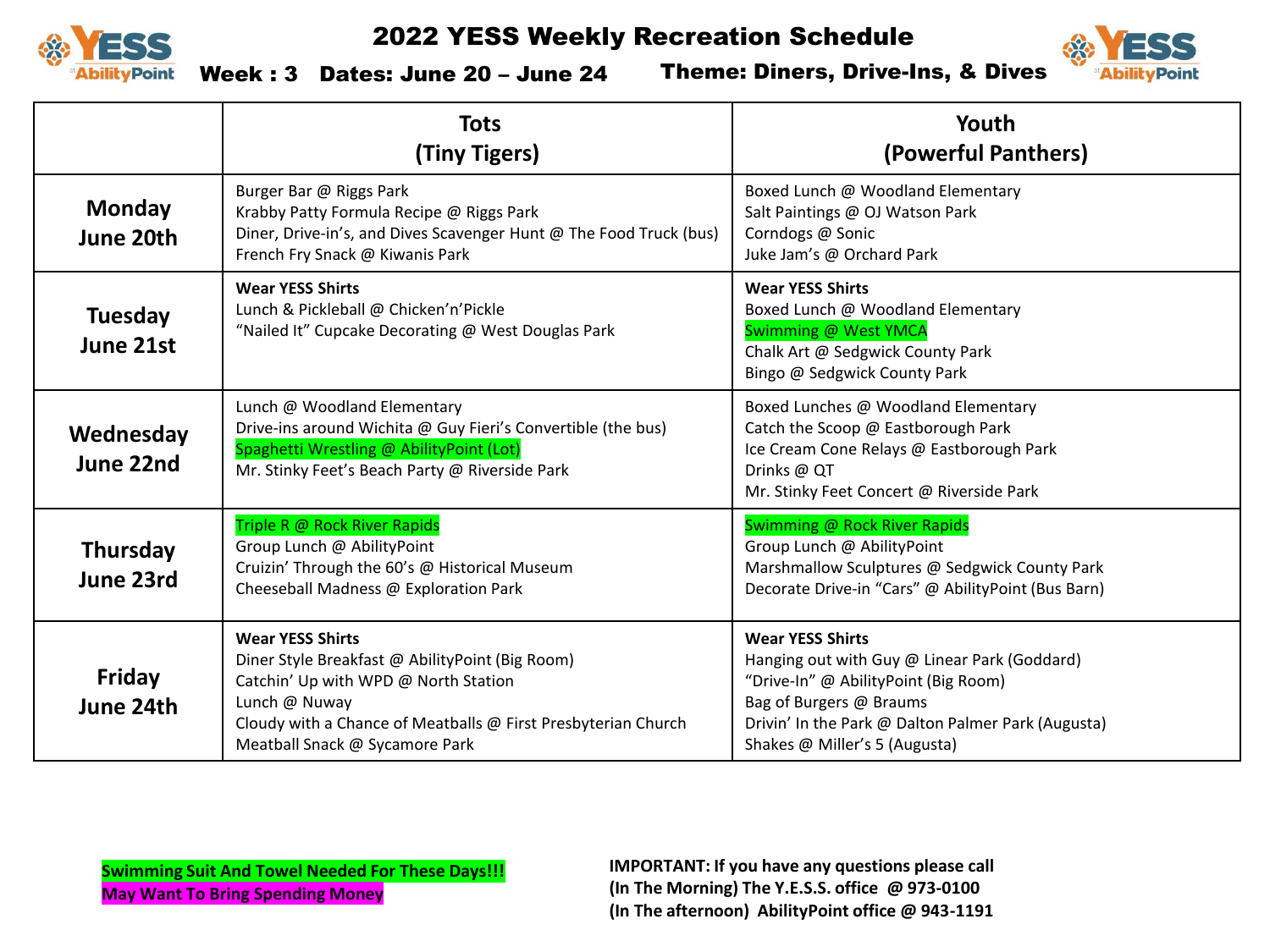# 2022 YESS Weekly Recreation Schedule

**Week : 3 Dates: June 20 – June 24 Theme: Diners, Drive-Ins, & Dives**

| | Tots (Tiny Tigers) | Youth (Powerful Panthers) |
|---|---|---|
| **Monday June 20th** | Burger Bar @ Riggs Park<br>Krabby Patty Formula Recipe @ Riggs Park<br>Diner, Drive-in's, and Dives Scavenger Hunt @ The Food Truck (bus)<br>French Fry Snack @ Kiwanis Park | Boxed Lunch @ Woodland Elementary<br>Salt Paintings @ OJ Watson Park<br>Corndogs @ Sonic<br>Juke Jam's @ Orchard Park |
| **Tuesday June 21st** | **Wear YESS Shirts**<br>Lunch & Pickleball @ Chicken'n'Pickle<br>"Nailed It" Cupcake Decorating @ West Douglas Park | **Wear YESS Shirts**<br>Boxed Lunch @ Woodland Elementary<br>Swimming @ West YMCA<br>Chalk Art @ Sedgwick County Park<br>Bingo @ Sedgwick County Park |
| **Wednesday June 22nd** | Lunch @ Woodland Elementary<br>Drive-ins around Wichita @ Guy Fieri's Convertible (the bus)<br>Spaghetti Wrestling @ AbilityPoint (Lot)<br>Mr. Stinky Feet's Beach Party @ Riverside Park | Boxed Lunches @ Woodland Elementary<br>Catch the Scoop @ Eastborough Park<br>Ice Cream Cone Relays @ Eastborough Park<br>Drinks @ QT<br>Mr. Stinky Feet Concert @ Riverside Park |
| **Thursday June 23rd** | Triple R @ Rock River Rapids<br>Group Lunch @ AbilityPoint<br>Cruizin' Through the 60's @ Historical Museum<br>Cheeseball Madness @ Exploration Park | Swimming @ Rock River Rapids<br>Group Lunch @ AbilityPoint<br>Marshmallow Sculptures @ Sedgwick County Park<br>Decorate Drive-in "Cars" @ AbilityPoint (Bus Barn) |
| **Friday June 24th** | **Wear YESS Shirts**<br>Diner Style Breakfast @ AbilityPoint (Big Room)<br>Catchin' Up with WPD @ North Station<br>Lunch @ Nuway<br>Cloudy with a Chance of Meatballs @ First Presbyterian Church<br>Meatball Snack @ Sycamore Park | **Wear YESS Shirts**<br>Hanging out with Guy @ Linear Park (Goddard)<br>"Drive-In" @ AbilityPoint (Big Room)<br>Bag of Burgers @ Braums<br>Drivin' In the Park @ Dalton Palmer Park (Augusta)<br>Shakes @ Miller's 5 (Augusta) |

**Swimming Suit And Towel Needed For These Days!!!**
**May Want To Bring Spending Money**

**IMPORTANT: If you have any questions please call**
**(In The Morning) The Y.E.S.S. office @ 973-0100**
**(In The afternoon) AbilityPoint office @ 943-1191**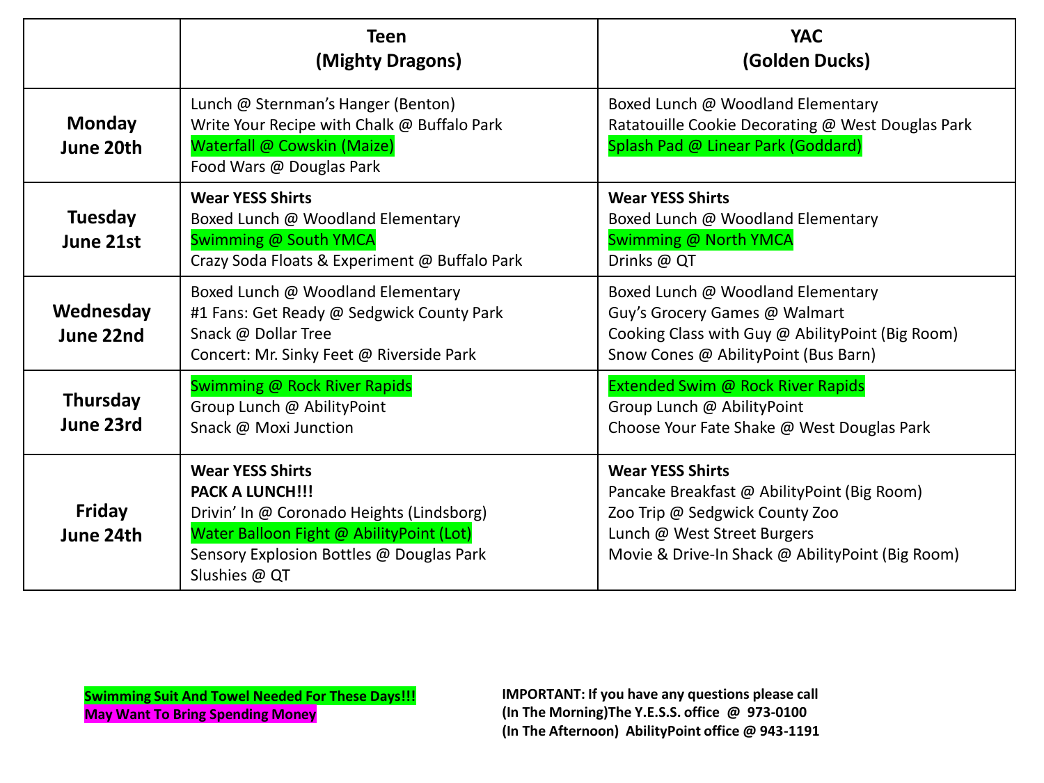| | Teen (Mighty Dragons) | YAC (Golden Ducks) |
|---|---|---|
| **Monday June 20th** | Lunch @ Sternman's Hanger (Benton)<br>Write Your Recipe with Chalk @ Buffalo Park<br>Waterfall @ Cowskin (Maize)<br>Food Wars @ Douglas Park | Boxed Lunch @ Woodland Elementary<br>Ratatouille Cookie Decorating @ West Douglas Park<br>Splash Pad @ Linear Park (Goddard) |
| **Tuesday June 21st** | **Wear YESS Shirts**<br>Boxed Lunch @ Woodland Elementary<br>Swimming @ South YMCA<br>Crazy Soda Floats & Experiment @ Buffalo Park | **Wear YESS Shirts**<br>Boxed Lunch @ Woodland Elementary<br>Swimming @ North YMCA<br>Drinks @ QT |
| **Wednesday June 22nd** | Boxed Lunch @ Woodland Elementary<br>#1 Fans: Get Ready @ Sedgwick County Park<br>Snack @ Dollar Tree<br>Concert: Mr. Sinky Feet @ Riverside Park | Boxed Lunch @ Woodland Elementary<br>Guy's Grocery Games @ Walmart<br>Cooking Class with Guy @ AbilityPoint (Big Room)<br>Snow Cones @ AbilityPoint (Bus Barn) |
| **Thursday June 23rd** | Swimming @ Rock River Rapids<br>Group Lunch @ AbilityPoint<br>Snack @ Moxi Junction | Extended Swim @ Rock River Rapids<br>Group Lunch @ AbilityPoint<br>Choose Your Fate Shake @ West Douglas Park |
| **Friday June 24th** | **Wear YESS Shirts**<br>**PACK A LUNCH!!!**<br>Drivin' In @ Coronado Heights (Lindsborg)<br>Water Balloon Fight @ AbilityPoint (Lot)<br>Sensory Explosion Bottles @ Douglas Park<br>Slushies @ QT | **Wear YESS Shirts**<br>Pancake Breakfast @ AbilityPoint (Big Room)<br>Zoo Trip @ Sedgwick County Zoo<br>Lunch @ West Street Burgers<br>Movie & Drive-In Shack @ AbilityPoint (Big Room) |

**Swimming Suit And Towel Needed For These Days!!!**
**May Want To Bring Spending Money**

**IMPORTANT: If you have any questions please call**
**(In The Morning)The Y.E.S.S. office @ 973-0100**
**(In The Afternoon) AbilityPoint office @ 943-1191**